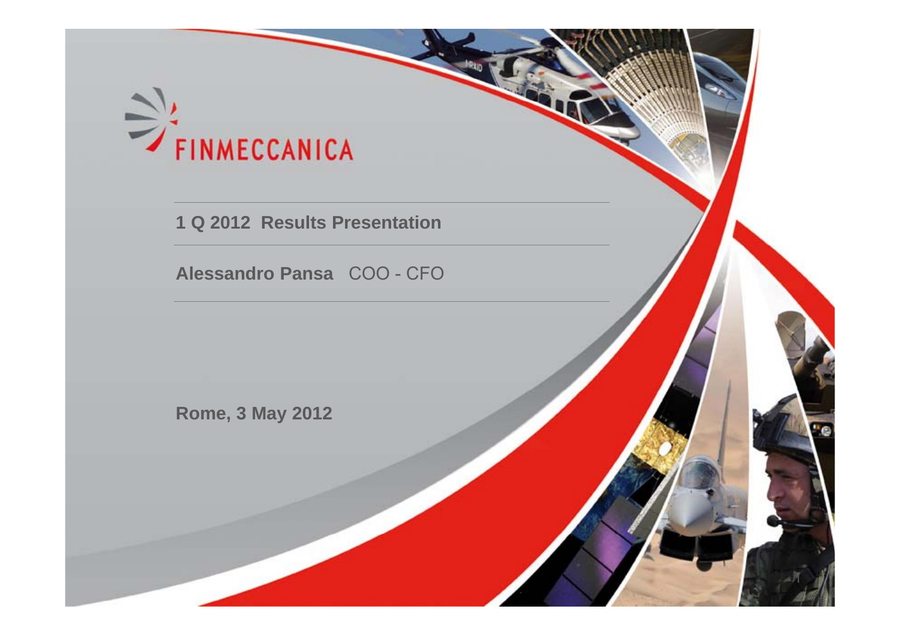FINMECCANICA

# 1 Q 2012 Results Presentation

**Alessandro Pansa** COO - CFO

**Rome, 3 May 2012**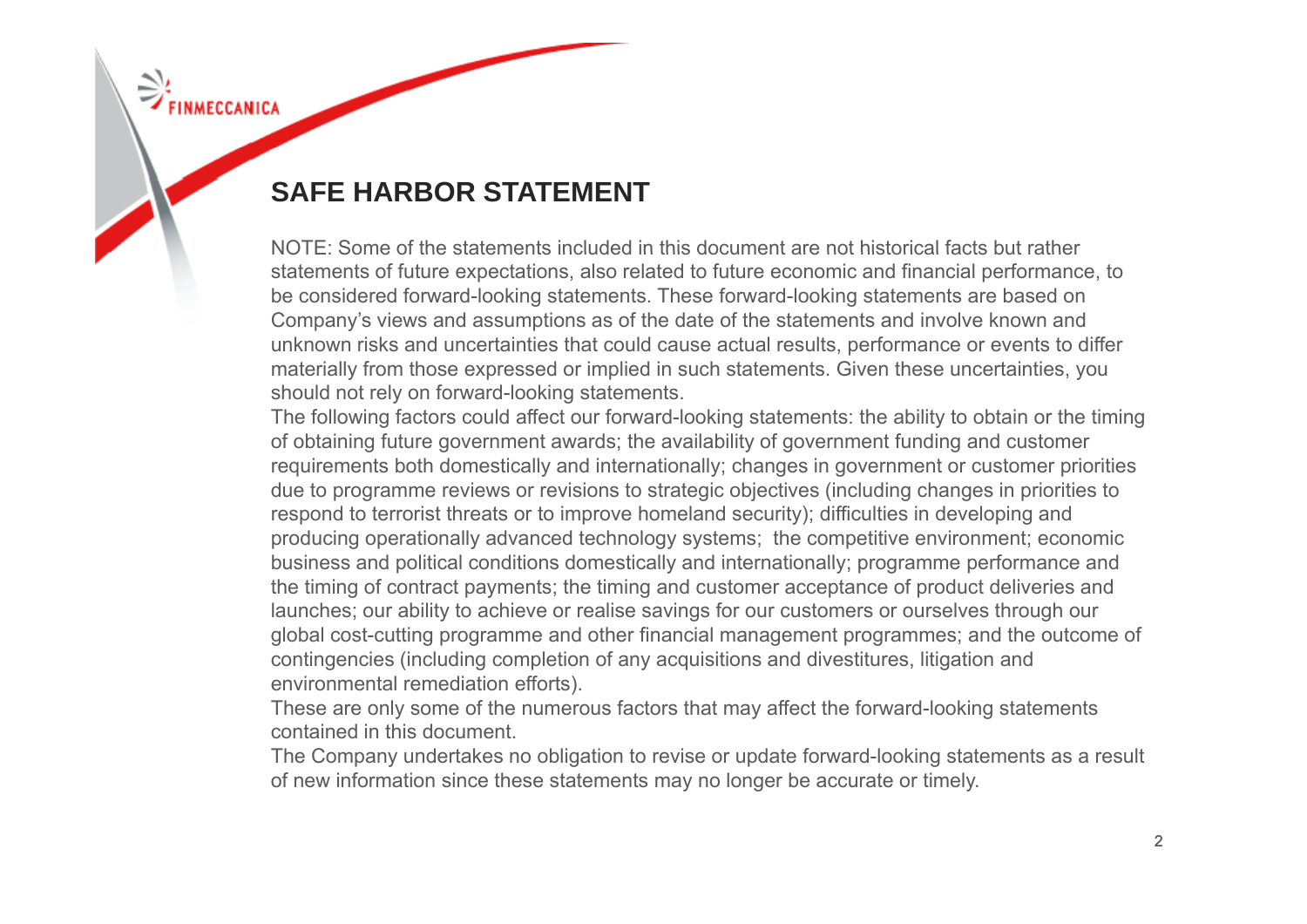## SAFE HARBOR STATEMENT

NOTE: Some of the statements included in this document are not historical facts but rather statements of future expectations, also related to future economic and financial performance, to be considered forward-looking statements. These forward-looking statements are based on Company's views and assumptions as of the date of the statements and involve known and unknown risks and uncertainties that could cause actual results, performance or events to differ materially from those expressed or implied in such statements. Given these uncertainties, you should not rely on forward-looking statements.

The following factors could affect our forward-looking statements: the ability to obtain or the timing of obtaining future government awards; the availability of government funding and customer requirements both domestically and internationally; changes in government or customer priorities due to programme reviews or revisions to strategic objectives (including changes in priorities to respond to terrorist threats or to improve homeland security); difficulties in developing and producing operationally advanced technology systems; the competitive environment; economic business and political conditions domestically and internationally; programme performance and the timing of contract payments; the timing and customer acceptance of product deliveries and launches; our ability to achieve or realise savings for our customers or ourselves through our global cost-cutting programme and other financial management programmes; and the outcome of contingencies (including completion of any acquisitions and divestitures, litigation and environmental remediation efforts).

These are only some of the numerous factors that may affect the forward-looking statements contained in this document.

The Company undertakes no obligation to revise or update forward-looking statements as a result of new information since these statements may no longer be accurate or timely.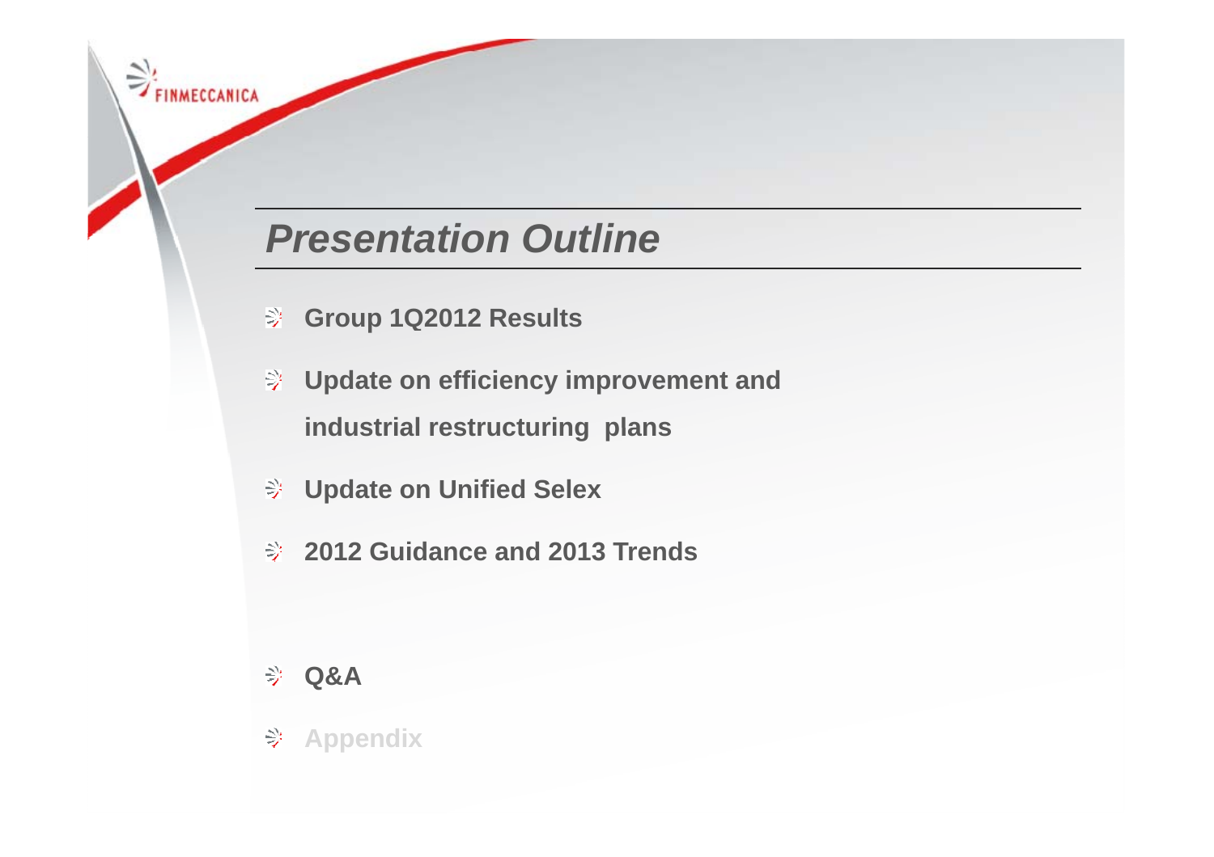# *Presentation Outline*

- **Group 1Q2012 Results**
- **Update on efficiency improvement and industrial restructuring plans**
- **Update on Unified Selex**
- **2012 Guidance and 2013 Trends**
- **Q&A**
- **Appendix**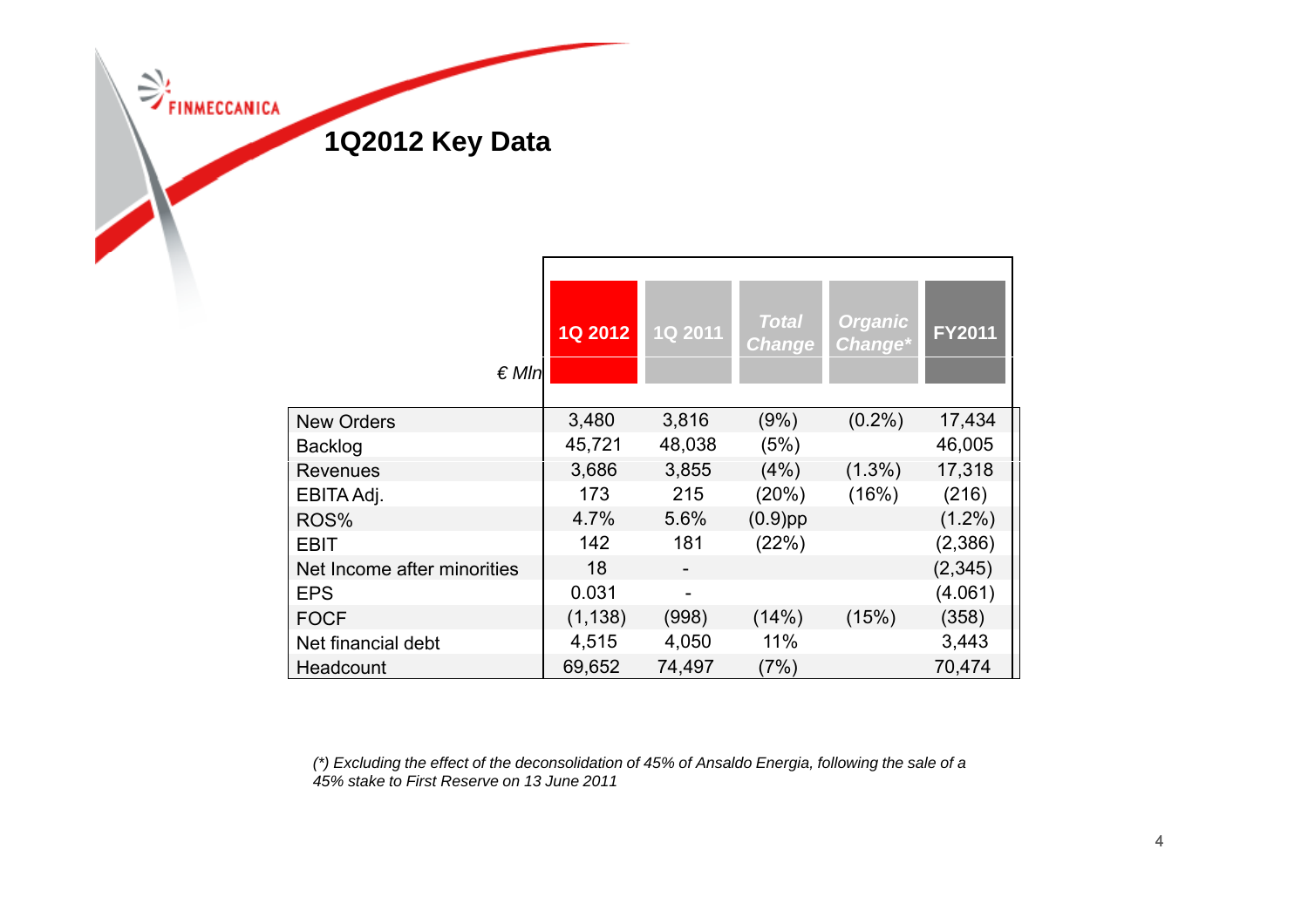# 1Q2012 Key Data

| *€ Mln* | 1Q 2012 | 1Q 2011 | *Total Change* | *Organic Change** | FY2011 |
|---|---|---|---|---|---|
| New Orders | 3,480 | 3,816 | (9%) | (0.2%) | 17,434 |
| Backlog | 45,721 | 48,038 | (5%) | | 46,005 |
| Revenues | 3,686 | 3,855 | (4%) | (1.3%) | 17,318 |
| EBITA Adj. | 173 | 215 | (20%) | (16%) | (216) |
| ROS% | 4.7% | 5.6% | (0.9)pp | | (1.2%) |
| EBIT | 142 | 181 | (22%) | | (2,386) |
| Net Income after minorities | 18 | - | | | (2,345) |
| EPS | 0.031 | - | | | (4.061) |
| FOCF | (1,138) | (998) | (14%) | (15%) | (358) |
| Net financial debt | 4,515 | 4,050 | 11% | | 3,443 |
| Headcount | 69,652 | 74,497 | (7%) | | 70,474 |

*(\*) Excluding the effect of the deconsolidation of 45% of Ansaldo Energia, following the sale of a 45% stake to First Reserve on 13 June 2011*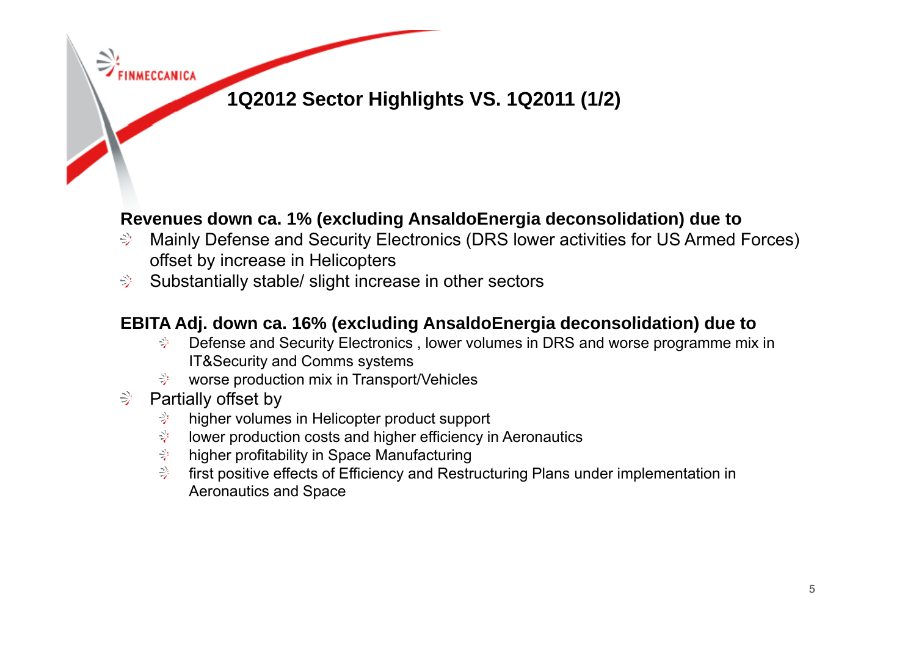# 1Q2012 Sector Highlights VS. 1Q2011 (1/2)

**Revenues down ca. 1% (excluding AnsaldoEnergia deconsolidation) due to**

- Mainly Defense and Security Electronics (DRS lower activities for US Armed Forces) offset by increase in Helicopters
- Substantially stable/ slight increase in other sectors

**EBITA Adj. down ca. 16% (excluding AnsaldoEnergia deconsolidation) due to**

  - Defense and Security Electronics , lower volumes in DRS and worse programme mix in IT&Security and Comms systems
  - worse production mix in Transport/Vehicles
- Partially offset by
  - higher volumes in Helicopter product support
  - lower production costs and higher efficiency in Aeronautics
  - higher profitability in Space Manufacturing
  - first positive effects of Efficiency and Restructuring Plans under implementation in Aeronautics and Space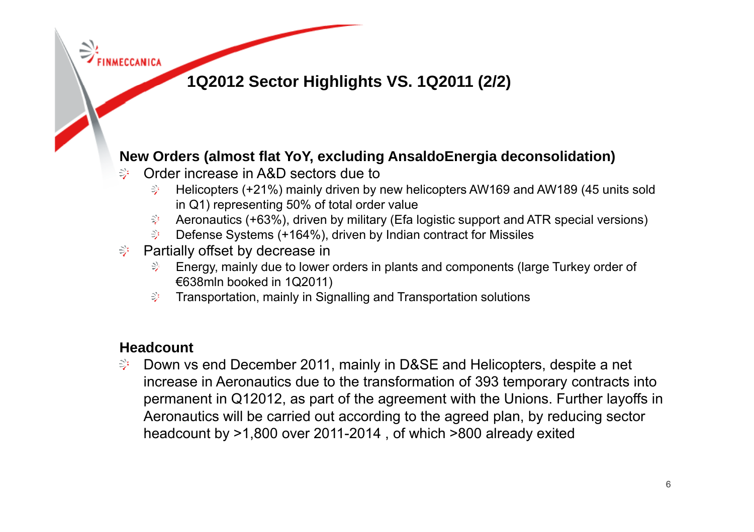# 1Q2012 Sector Highlights VS. 1Q2011 (2/2)

**New Orders (almost flat YoY, excluding AnsaldoEnergia deconsolidation)**

- Order increase in A&D sectors due to
  - Helicopters (+21%) mainly driven by new helicopters AW169 and AW189 (45 units sold in Q1) representing 50% of total order value
  - Aeronautics (+63%), driven by military (Efa logistic support and ATR special versions)
  - Defense Systems (+164%), driven by Indian contract for Missiles
- Partially offset by decrease in
  - Energy, mainly due to lower orders in plants and components (large Turkey order of €638mln booked in 1Q2011)
  - Transportation, mainly in Signalling and Transportation solutions

**Headcount**

- Down vs end December 2011, mainly in D&SE and Helicopters, despite a net increase in Aeronautics due to the transformation of 393 temporary contracts into permanent in Q12012, as part of the agreement with the Unions. Further layoffs in Aeronautics will be carried out according to the agreed plan, by reducing sector headcount by >1,800 over 2011-2014 , of which >800 already exited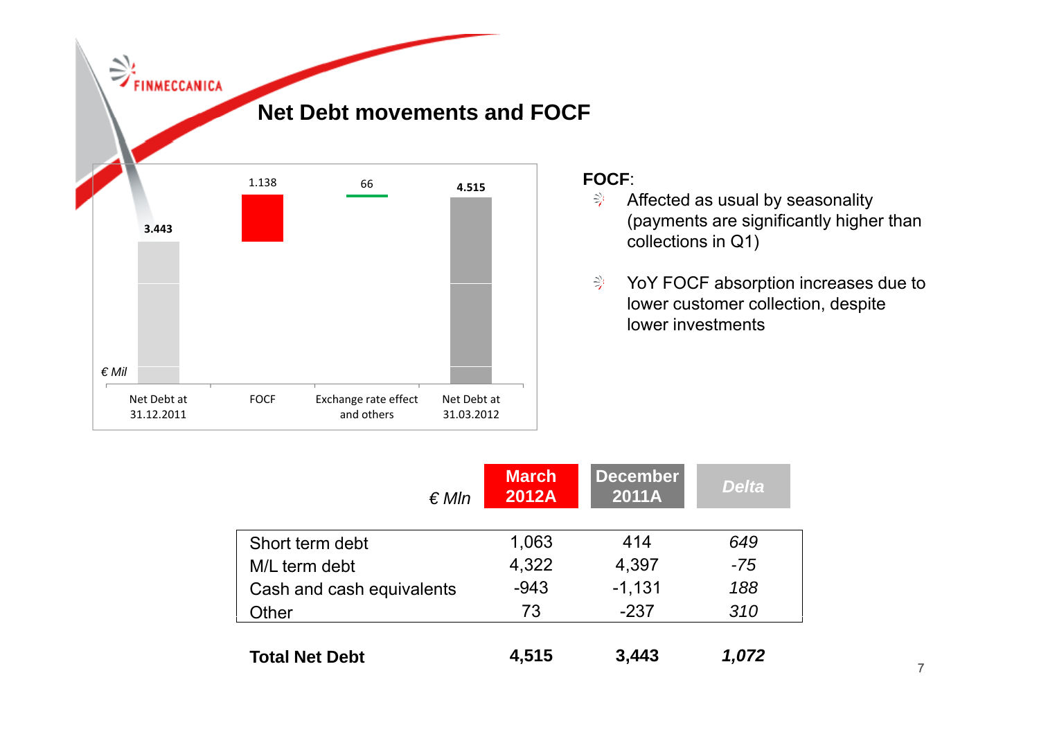# Net Debt movements and FOCF

€ Mil

| Net Debt at 31.12.2011 | FOCF | Exchange rate effect and others | Net Debt at 31.03.2012 |
|---|---|---|---|
| 3.443 | 1.138 | 66 | 4.515 |

**FOCF**:

- Affected as usual by seasonality (payments are significantly higher than collections in Q1)
- YoY FOCF absorption increases due to lower customer collection, despite lower investments

| *€ Mln* | **March 2012A** | **December 2011A** | ***Delta*** |
|---|---|---|---|
| Short term debt | 1,063 | 414 | *649* |
| M/L term debt | 4,322 | 4,397 | *-75* |
| Cash and cash equivalents | -943 | -1,131 | *188* |
| Other | 73 | -237 | *310* |
| **Total Net Debt** | **4,515** | **3,443** | ***1,072*** |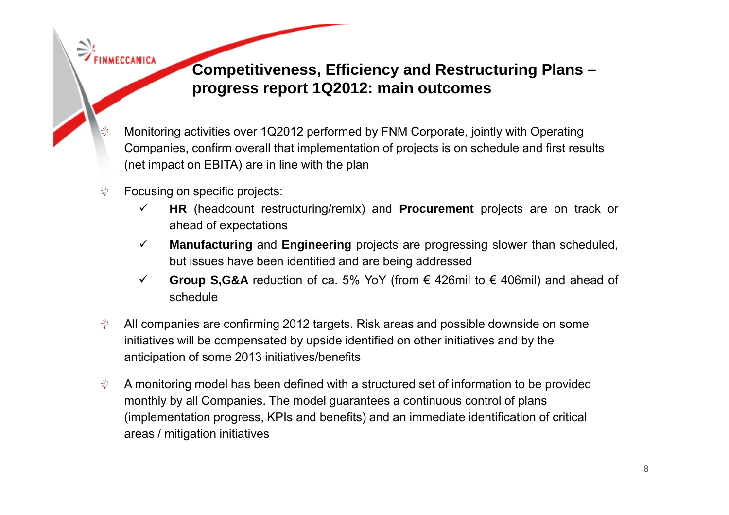# Competitiveness, Efficiency and Restructuring Plans – progress report 1Q2012: main outcomes

- Monitoring activities over 1Q2012 performed by FNM Corporate, jointly with Operating Companies, confirm overall that implementation of projects is on schedule and first results (net impact on EBITA) are in line with the plan

- Focusing on specific projects:
  - ✓ **HR** (headcount restructuring/remix) and **Procurement** projects are on track or ahead of expectations
  - ✓ **Manufacturing** and **Engineering** projects are progressing slower than scheduled, but issues have been identified and are being addressed
  - ✓ **Group S,G&A** reduction of ca. 5% YoY (from € 426mil to € 406mil) and ahead of schedule

- All companies are confirming 2012 targets. Risk areas and possible downside on some initiatives will be compensated by upside identified on other initiatives and by the anticipation of some 2013 initiatives/benefits

- A monitoring model has been defined with a structured set of information to be provided monthly by all Companies. The model guarantees a continuous control of plans (implementation progress, KPIs and benefits) and an immediate identification of critical areas / mitigation initiatives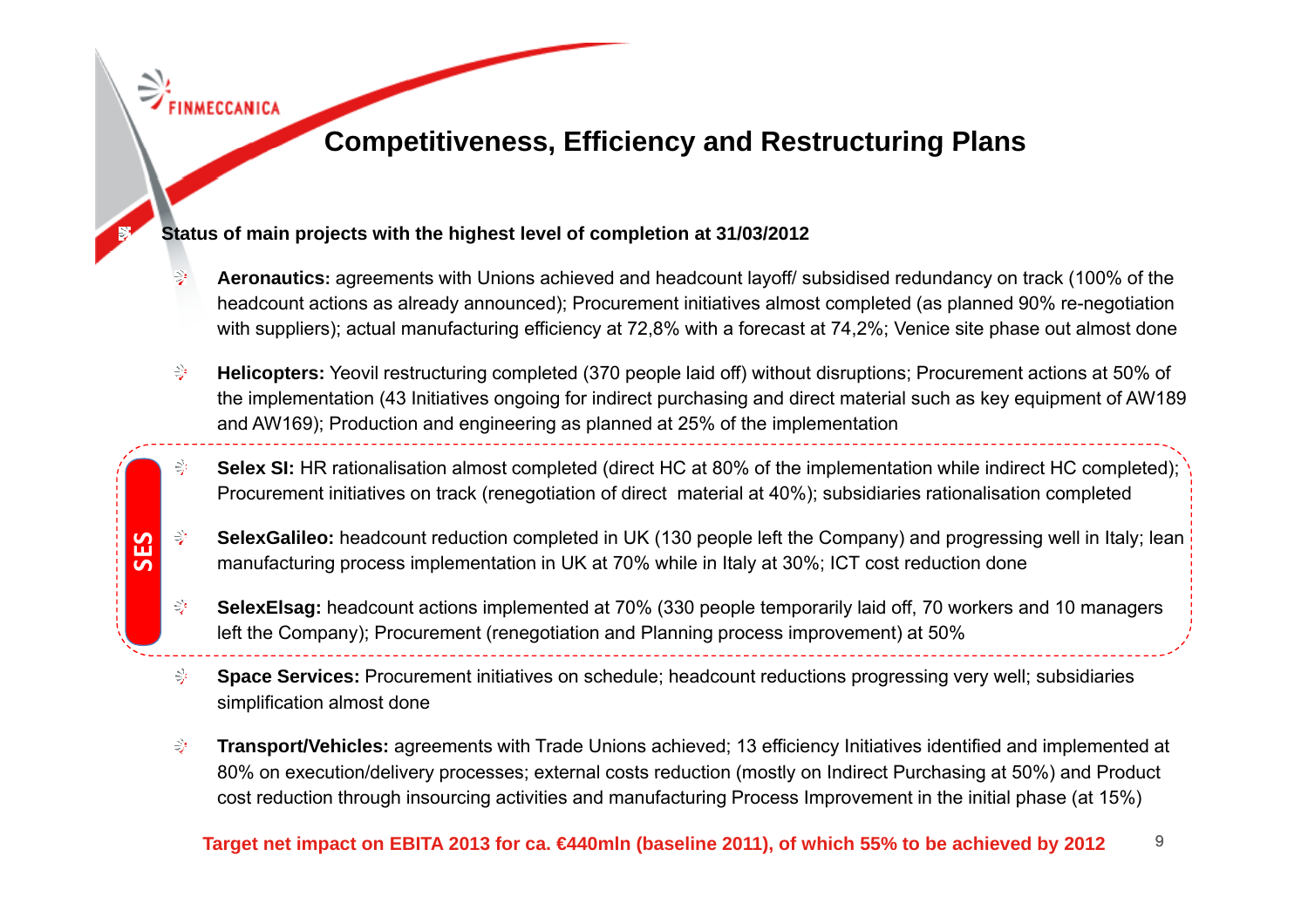# Competitiveness, Efficiency and Restructuring Plans

**Status of main projects with the highest level of completion at 31/03/2012**

- **Aeronautics:** agreements with Unions achieved and headcount layoff/ subsidised redundancy on track (100% of the headcount actions as already announced); Procurement initiatives almost completed (as planned 90% re-negotiation with suppliers); actual manufacturing efficiency at 72,8% with a forecast at 74,2%; Venice site phase out almost done
- **Helicopters:** Yeovil restructuring completed (370 people laid off) without disruptions; Procurement actions at 50% of the implementation (43 Initiatives ongoing for indirect purchasing and direct material such as key equipment of AW189 and AW169); Production and engineering as planned at 25% of the implementation

**SES**

- **Selex SI:** HR rationalisation almost completed (direct HC at 80% of the implementation while indirect HC completed); Procurement initiatives on track (renegotiation of direct material at 40%); subsidiaries rationalisation completed
- **SelexGalileo:** headcount reduction completed in UK (130 people left the Company) and progressing well in Italy; lean manufacturing process implementation in UK at 70% while in Italy at 30%; ICT cost reduction done
- **SelexElsag:** headcount actions implemented at 70% (330 people temporarily laid off, 70 workers and 10 managers left the Company); Procurement (renegotiation and Planning process improvement) at 50%

- **Space Services:** Procurement initiatives on schedule; headcount reductions progressing very well; subsidiaries simplification almost done
- **Transport/Vehicles:** agreements with Trade Unions achieved; 13 efficiency Initiatives identified and implemented at 80% on execution/delivery processes; external costs reduction (mostly on Indirect Purchasing at 50%) and Product cost reduction through insourcing activities and manufacturing Process Improvement in the initial phase (at 15%)

**Target net impact on EBITA 2013 for ca. €440mln (baseline 2011), of which 55% to be achieved by 2012**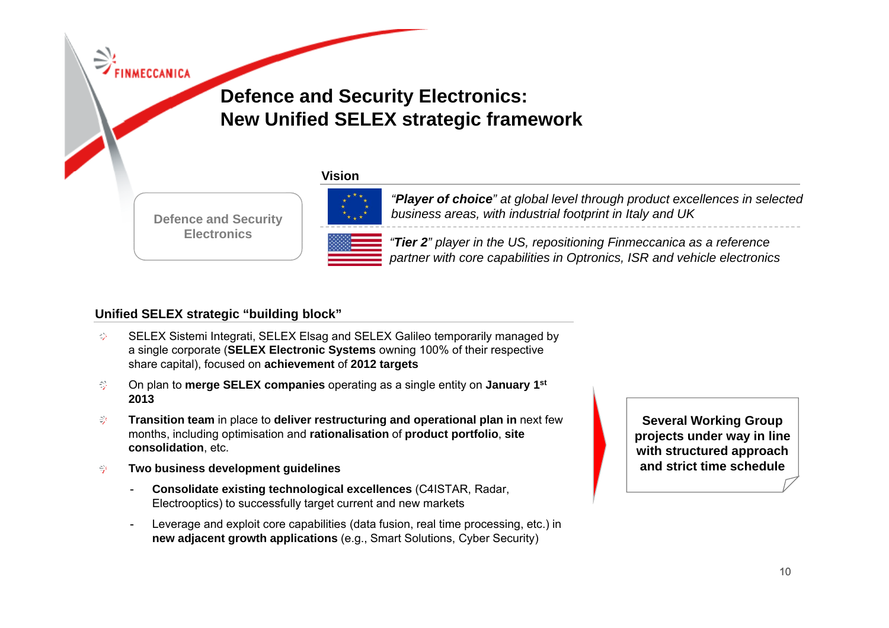# Defence and Security Electronics: New Unified SELEX strategic framework

**Defence and Security Electronics**

## Vision

*"**Player of choice**" at global level through product excellences in selected business areas, with industrial footprint in Italy and UK*

*"**Tier 2**" player in the US, repositioning Finmeccanica as a reference partner with core capabilities in Optronics, ISR and vehicle electronics*

## Unified SELEX strategic "building block"

- SELEX Sistemi Integrati, SELEX Elsag and SELEX Galileo temporarily managed by a single corporate (**SELEX Electronic Systems** owning 100% of their respective share capital), focused on **achievement** of **2012 targets**
- On plan to **merge SELEX companies** operating as a single entity on **January 1st 2013**
- **Transition team** in place to **deliver restructuring and operational plan in** next few months, including optimisation and **rationalisation** of **product portfolio**, **site consolidation**, etc.
- **Two business development guidelines**
  - **Consolidate existing technological excellences** (C4ISTAR, Radar, Electrooptics) to successfully target current and new markets
  - Leverage and exploit core capabilities (data fusion, real time processing, etc.) in **new adjacent growth applications** (e.g., Smart Solutions, Cyber Security)

**Several Working Group projects under way in line with structured approach and strict time schedule**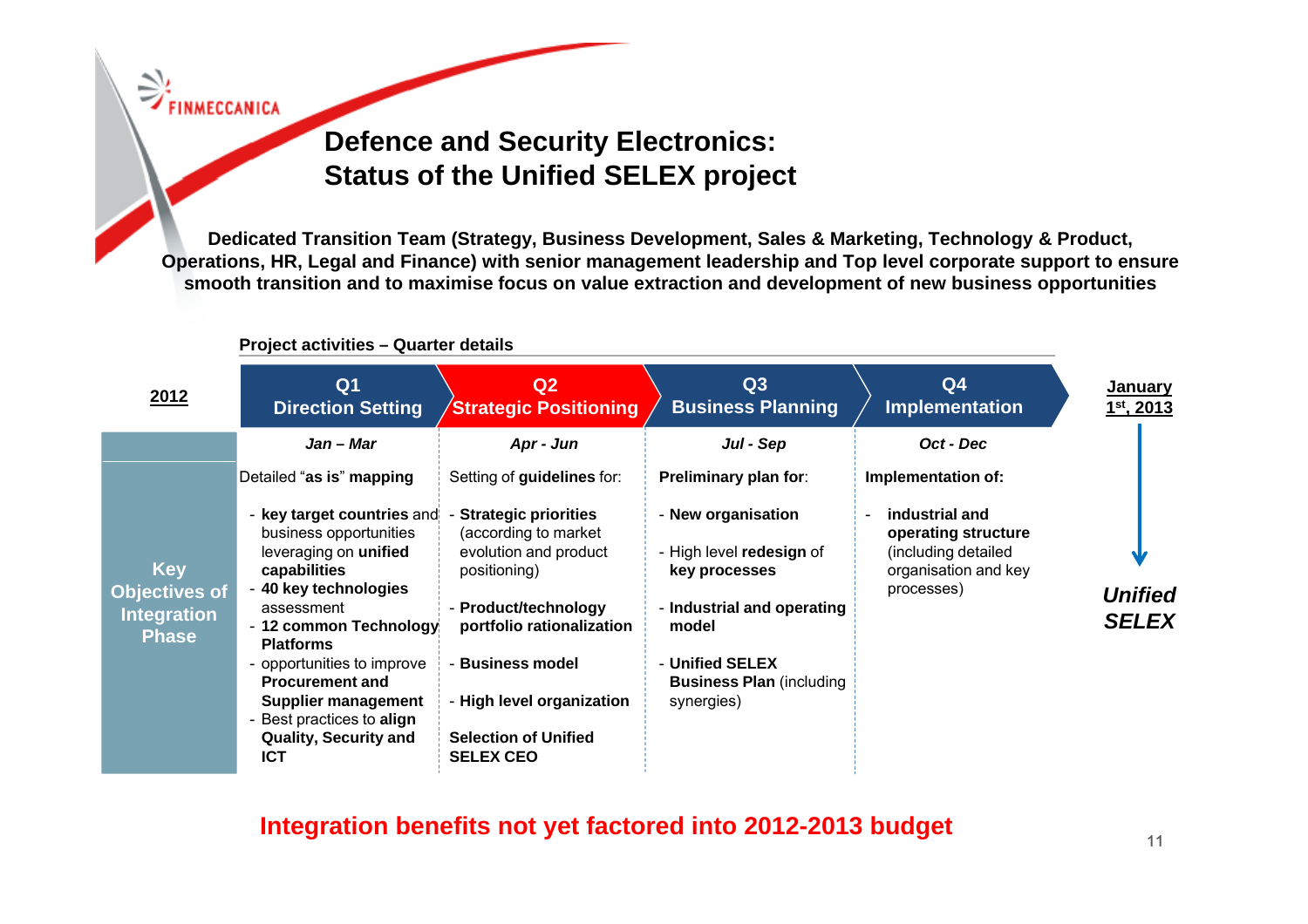# Defence and Security Electronics: Status of the Unified SELEX project

**Dedicated Transition Team (Strategy, Business Development, Sales & Marketing, Technology & Product, Operations, HR, Legal and Finance) with senior management leadership and Top level corporate support to ensure smooth transition and to maximise focus on value extraction and development of new business opportunities**

**Project activities – Quarter details**

| **2012** | **Q1** Direction Setting | **Q2** Strategic Positioning | **Q3** Business Planning | **Q4** Implementation | **January 1st, 2013** |
|---|---|---|---|---|---|
| | *Jan – Mar* | *Apr - Jun* | *Jul - Sep* | *Oct - Dec* | |
| **Key Objectives of Integration Phase** | Detailed "**as is**" **mapping**<br>- **key target countries** and business opportunities leveraging on **unified capabilities**<br>- **40 key technologies** assessment<br>- **12 common Technology Platforms**<br>- opportunities to improve **Procurement and Supplier management**<br>- Best practices to **align Quality, Security and ICT** | Setting of **guidelines** for:<br>- **Strategic priorities** (according to market evolution and product positioning)<br>- **Product/technology portfolio rationalization**<br>- **Business model**<br>- **High level organization**<br>**Selection of Unified SELEX CEO** | **Preliminary plan for**:<br>- **New organisation**<br>- High level **redesign** of **key processes**<br>- **Industrial and operating model**<br>- **Unified SELEX Business Plan** (including synergies) | **Implementation of:**<br>- **industrial and operating structure** (including detailed organisation and key processes) | ↓<br>***Unified SELEX*** |

**Integration benefits not yet factored into 2012-2013 budget**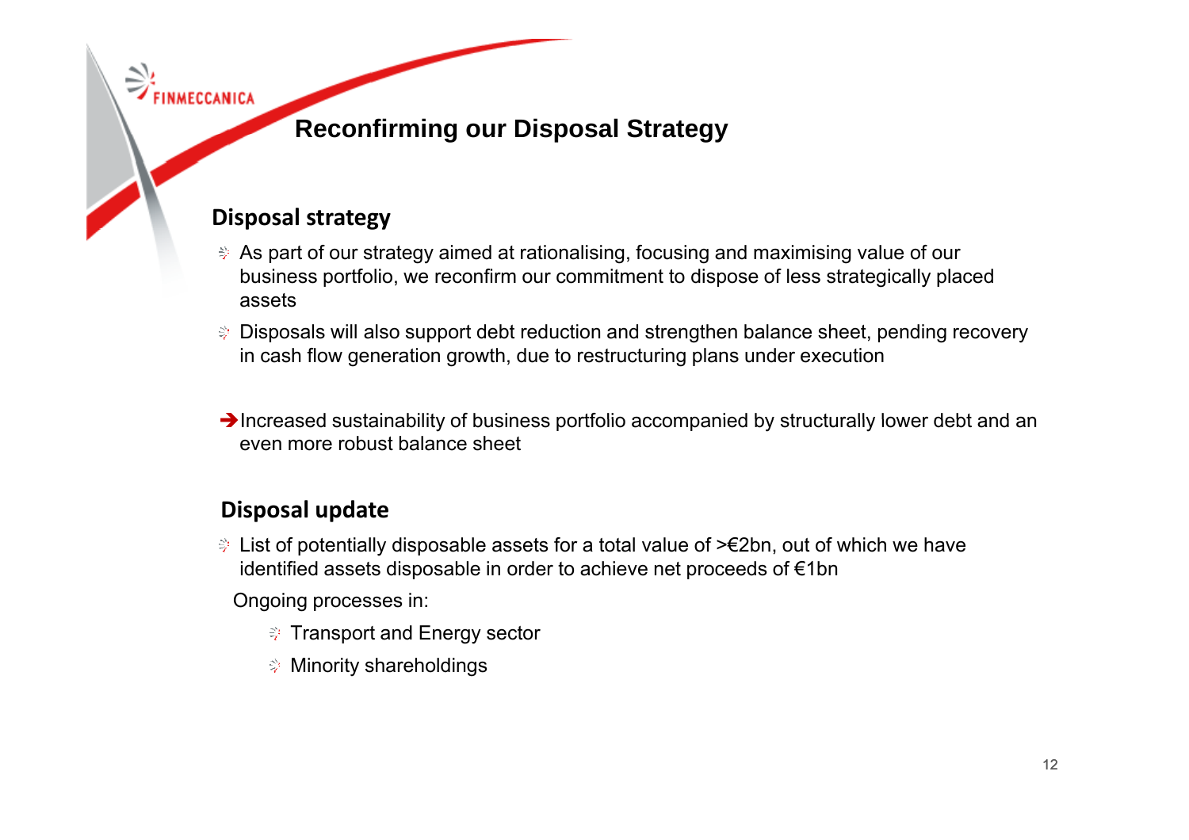# Reconfirming our Disposal Strategy

## Disposal strategy

- As part of our strategy aimed at rationalising, focusing and maximising value of our business portfolio, we reconfirm our commitment to dispose of less strategically placed assets
- Disposals will also support debt reduction and strengthen balance sheet, pending recovery in cash flow generation growth, due to restructuring plans under execution

➔ Increased sustainability of business portfolio accompanied by structurally lower debt and an even more robust balance sheet

## Disposal update

- List of potentially disposable assets for a total value of >€2bn, out of which we have identified assets disposable in order to achieve net proceeds of €1bn

Ongoing processes in:

- Transport and Energy sector
- Minority shareholdings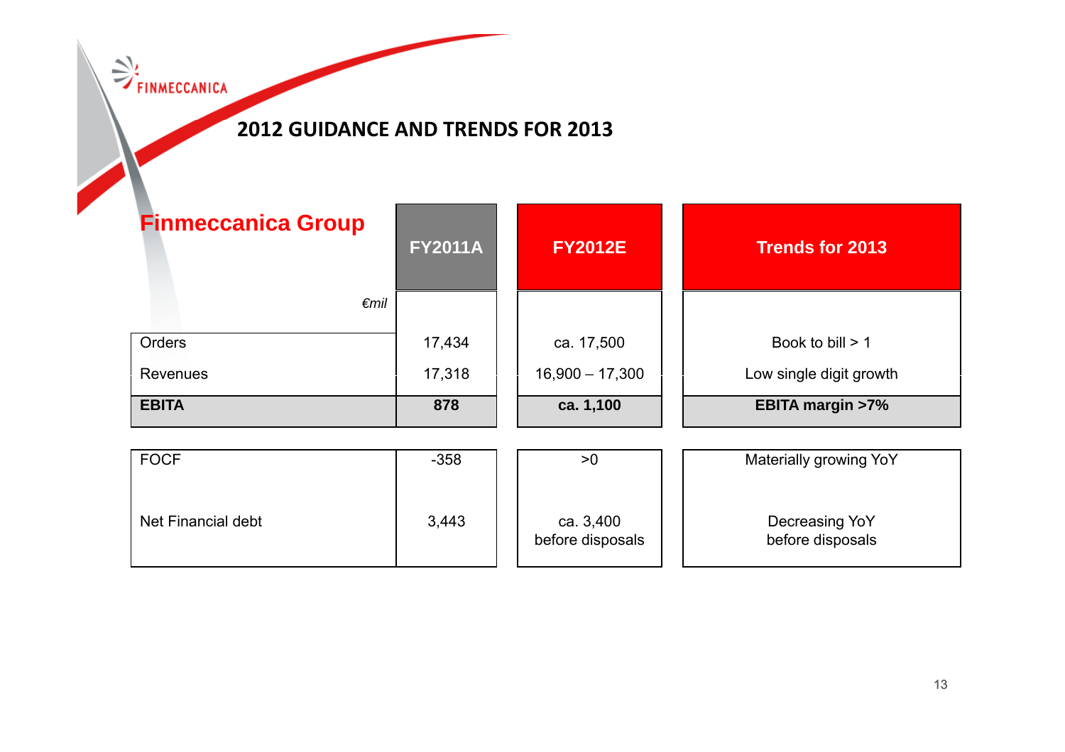## 2012 GUIDANCE AND TRENDS FOR 2013

| Finmeccanica Group *€mil* | FY2011A | FY2012E | Trends for 2013 |
|---|---|---|---|
| Orders | 17,434 | ca. 17,500 | Book to bill > 1 |
| Revenues | 17,318 | 16,900 – 17,300 | Low single digit growth |
| **EBITA** | **878** | **ca. 1,100** | **EBITA margin >7%** |
| FOCF | -358 | >0 | Materially growing YoY |
| Net Financial debt | 3,443 | ca. 3,400 before disposals | Decreasing YoY before disposals |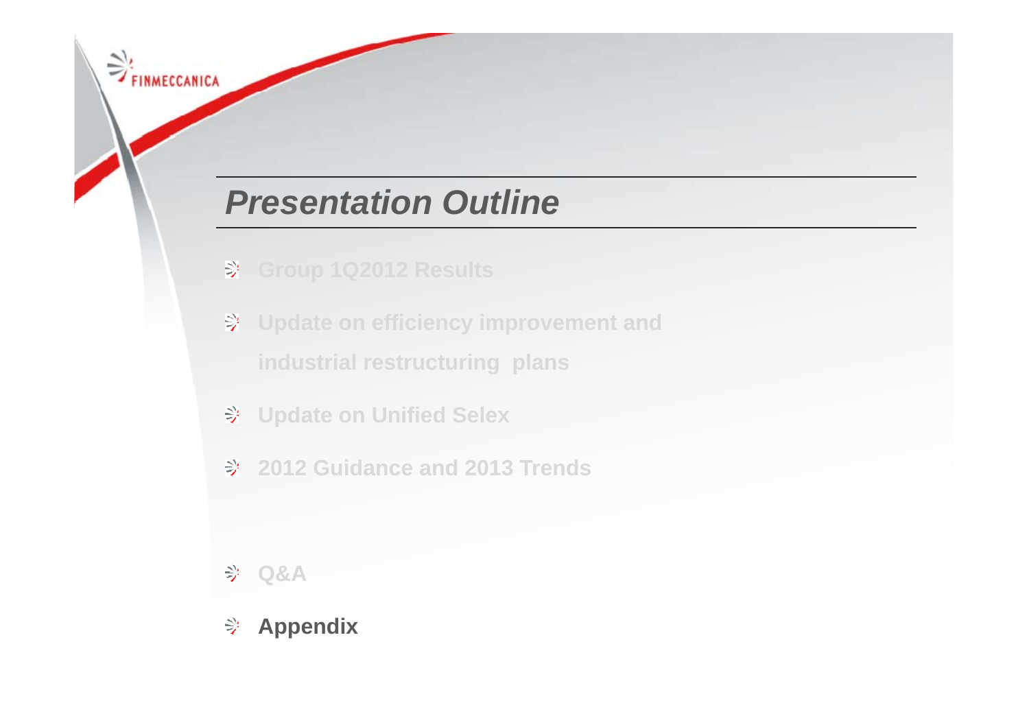# *Presentation Outline*

- Group 1Q2012 Results
- Update on efficiency improvement and industrial restructuring plans
- Update on Unified Selex
- 2012 Guidance and 2013 Trends
- Q&A
- **Appendix**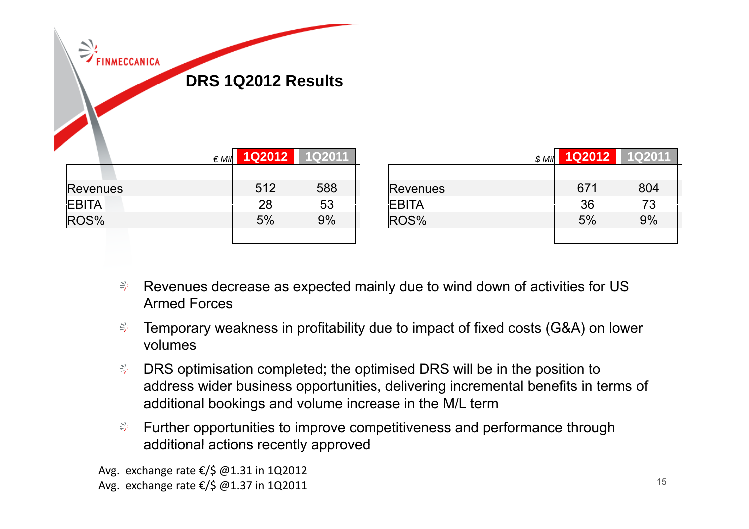# DRS 1Q2012 Results

| € Mil | 1Q2012 | 1Q2011 |
| --- | --- | --- |
| Revenues | 512 | 588 |
| EBITA | 28 | 53 |
| ROS% | 5% | 9% |

| $ Mil | 1Q2012 | 1Q2011 |
| --- | --- | --- |
| Revenues | 671 | 804 |
| EBITA | 36 | 73 |
| ROS% | 5% | 9% |

- Revenues decrease as expected mainly due to wind down of activities for US Armed Forces
- Temporary weakness in profitability due to impact of fixed costs (G&A) on lower volumes
- DRS optimisation completed; the optimised DRS will be in the position to address wider business opportunities, delivering incremental benefits in terms of additional bookings and volume increase in the M/L term
- Further opportunities to improve competitiveness and performance through additional actions recently approved

Avg. exchange rate €/$ @1.31 in 1Q2012
Avg. exchange rate €/$ @1.37 in 1Q2011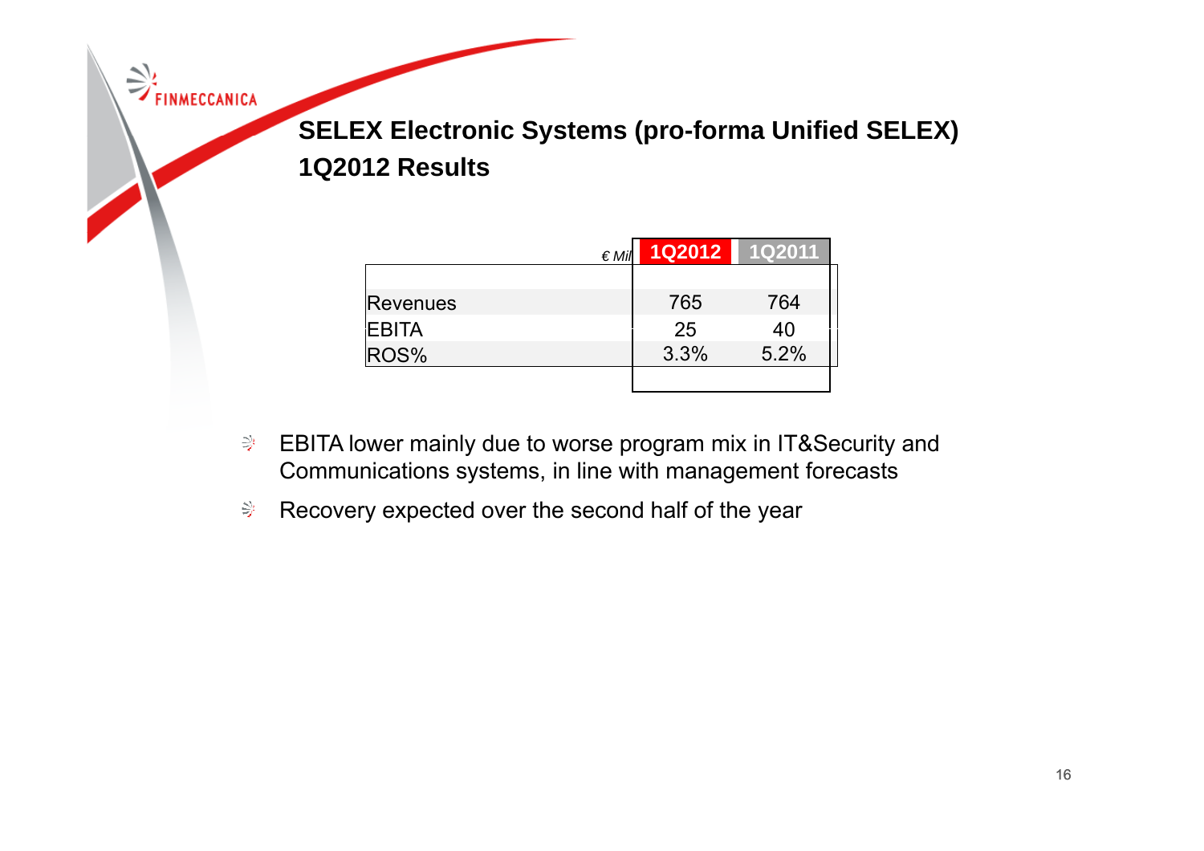## SELEX Electronic Systems (pro-forma Unified SELEX) 1Q2012 Results

| *€ Mil* | 1Q2012 | 1Q2011 |
|---|---|---|
| Revenues | 765 | 764 |
| EBITA | 25 | 40 |
| ROS% | 3.3% | 5.2% |

- EBITA lower mainly due to worse program mix in IT&Security and Communications systems, in line with management forecasts
- Recovery expected over the second half of the year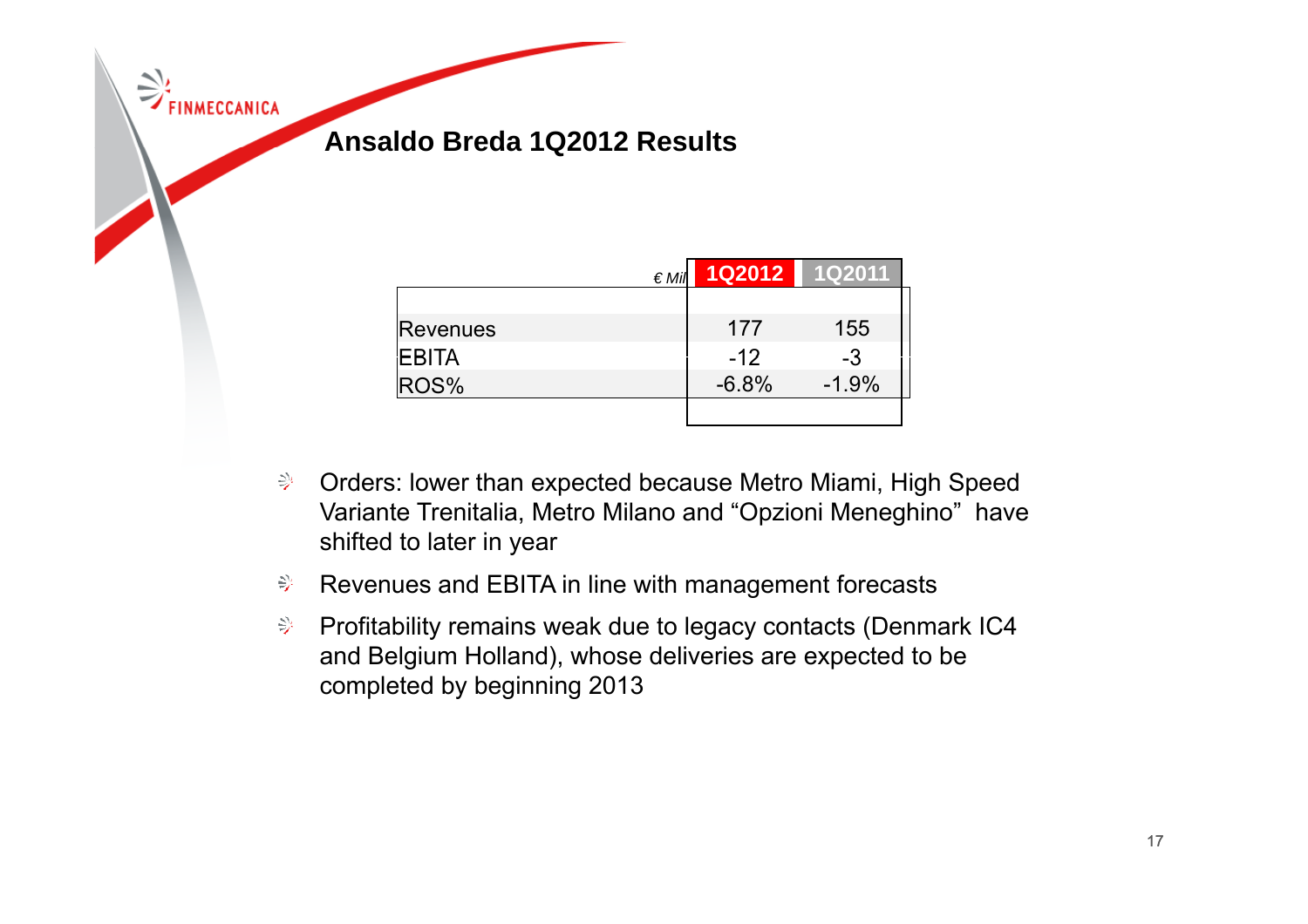## Ansaldo Breda 1Q2012 Results

| *€ Mil* | 1Q2012 | 1Q2011 |
|---|---|---|
| Revenues | 177 | 155 |
| EBITA | -12 | -3 |
| ROS% | -6.8% | -1.9% |

- Orders: lower than expected because Metro Miami, High Speed Variante Trenitalia, Metro Milano and "Opzioni Meneghino" have shifted to later in year
- Revenues and EBITA in line with management forecasts
- Profitability remains weak due to legacy contacts (Denmark IC4 and Belgium Holland), whose deliveries are expected to be completed by beginning 2013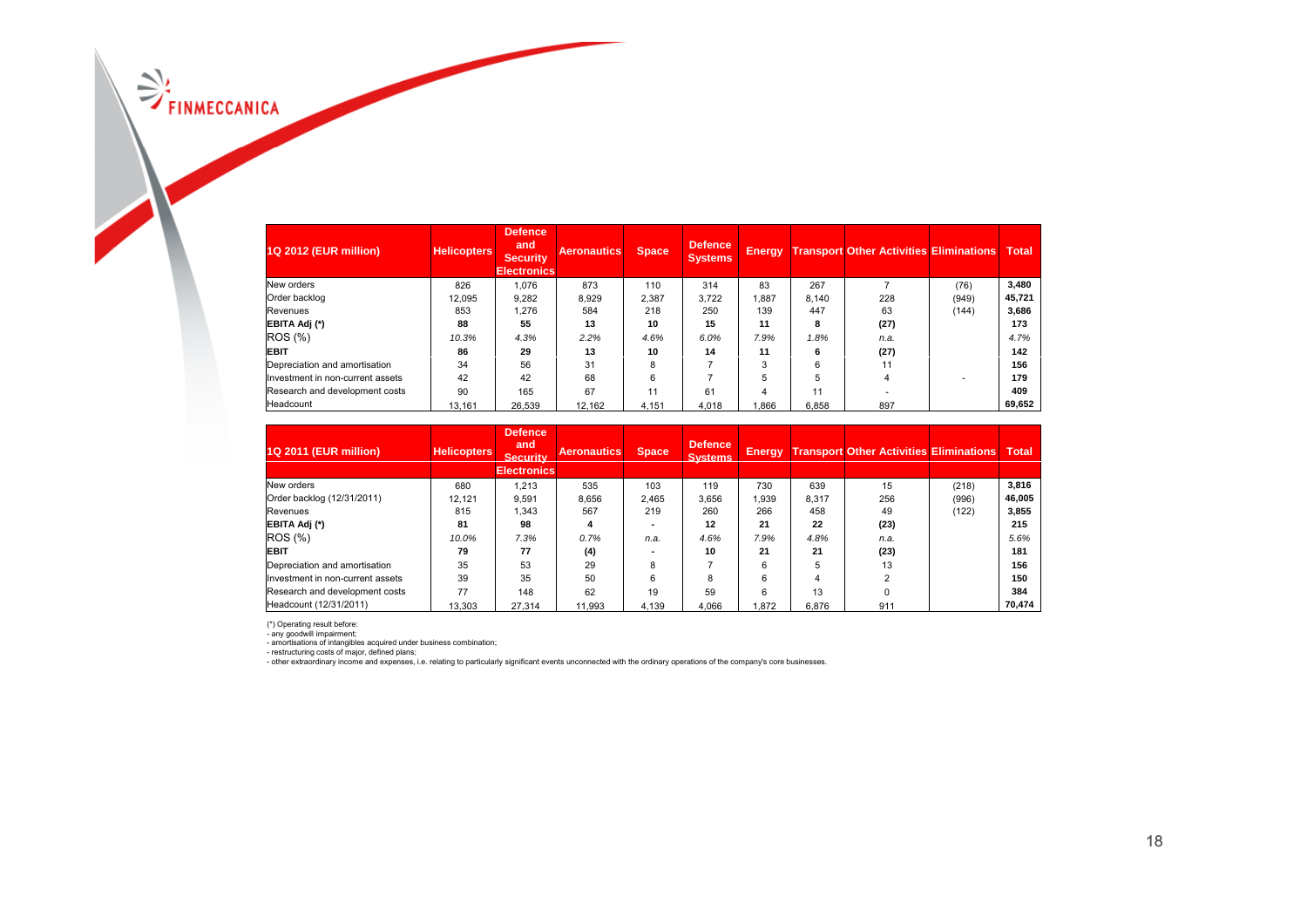| 1Q 2012 (EUR million) | Helicopters | Defence and Security Electronics | Aeronautics | Space | Defence Systems | Energy | Transport | Other Activities | Eliminations | Total |
|---|---|---|---|---|---|---|---|---|---|---|
| New orders | 826 | 1,076 | 873 | 110 | 314 | 83 | 267 | 7 | (76) | **3,480** |
| Order backlog | 12,095 | 9,282 | 8,929 | 2,387 | 3,722 | 1,887 | 8,140 | 228 | (949) | **45,721** |
| Revenues | 853 | 1,276 | 584 | 218 | 250 | 139 | 447 | 63 | (144) | **3,686** |
| **EBITA Adj (*)** | **88** | **55** | **13** | **10** | **15** | **11** | **8** | **(27)** | | **173** |
| ROS (%) | *10.3%* | *4.3%* | *2.2%* | *4.6%* | *6.0%* | *7.9%* | *1.8%* | *n.a.* | | *4.7%* |
| **EBIT** | **86** | **29** | **13** | **10** | **14** | **11** | **6** | **(27)** | | **142** |
| Depreciation and amortisation | 34 | 56 | 31 | 8 | 7 | 3 | 6 | 11 | | **156** |
| Investment in non-current assets | 42 | 42 | 68 | 6 | 7 | 5 | 5 | 4 | - | **179** |
| Research and development costs | 90 | 165 | 67 | 11 | 61 | 4 | 11 | - | | **409** |
| Headcount | 13,161 | 26,539 | 12,162 | 4,151 | 4,018 | 1,866 | 6,858 | 897 | | **69,652** |

| 1Q 2011 (EUR million) | Helicopters | Defence and Security Electronics | Aeronautics | Space | Defence Systems | Energy | Transport | Other Activities | Eliminations | Total |
|---|---|---|---|---|---|---|---|---|---|---|
| New orders | 680 | 1,213 | 535 | 103 | 119 | 730 | 639 | 15 | (218) | **3,816** |
| Order backlog (12/31/2011) | 12,121 | 9,591 | 8,656 | 2,465 | 3,656 | 1,939 | 8,317 | 256 | (996) | **46,005** |
| Revenues | 815 | 1,343 | 567 | 219 | 260 | 266 | 458 | 49 | (122) | **3,855** |
| **EBITA Adj (*)** | **81** | **98** | **4** | **-** | **12** | **21** | **22** | **(23)** | | **215** |
| ROS (%) | *10.0%* | *7.3%* | *0.7%* | *n.a.* | *4.6%* | *7.9%* | *4.8%* | *n.a.* | | *5.6%* |
| **EBIT** | **79** | **77** | **(4)** | **-** | **10** | **21** | **21** | **(23)** | | **181** |
| Depreciation and amortisation | 35 | 53 | 29 | 8 | 7 | 6 | 5 | 13 | | **156** |
| Investment in non-current assets | 39 | 35 | 50 | 6 | 8 | 6 | 4 | 2 | | **150** |
| Research and development costs | 77 | 148 | 62 | 19 | 59 | 6 | 13 | 0 | | **384** |
| Headcount (12/31/2011) | 13,303 | 27,314 | 11,993 | 4,139 | 4,066 | 1,872 | 6,876 | 911 | | **70,474** |

(*) Operating result before:
- any goodwill impairment;
- amortisations of intangibles acquired under business combination;
- restructuring costs of major, defined plans;
- other extraordinary income and expenses, i.e. relating to particularly significant events unconnected with the ordinary operations of the company's core businesses.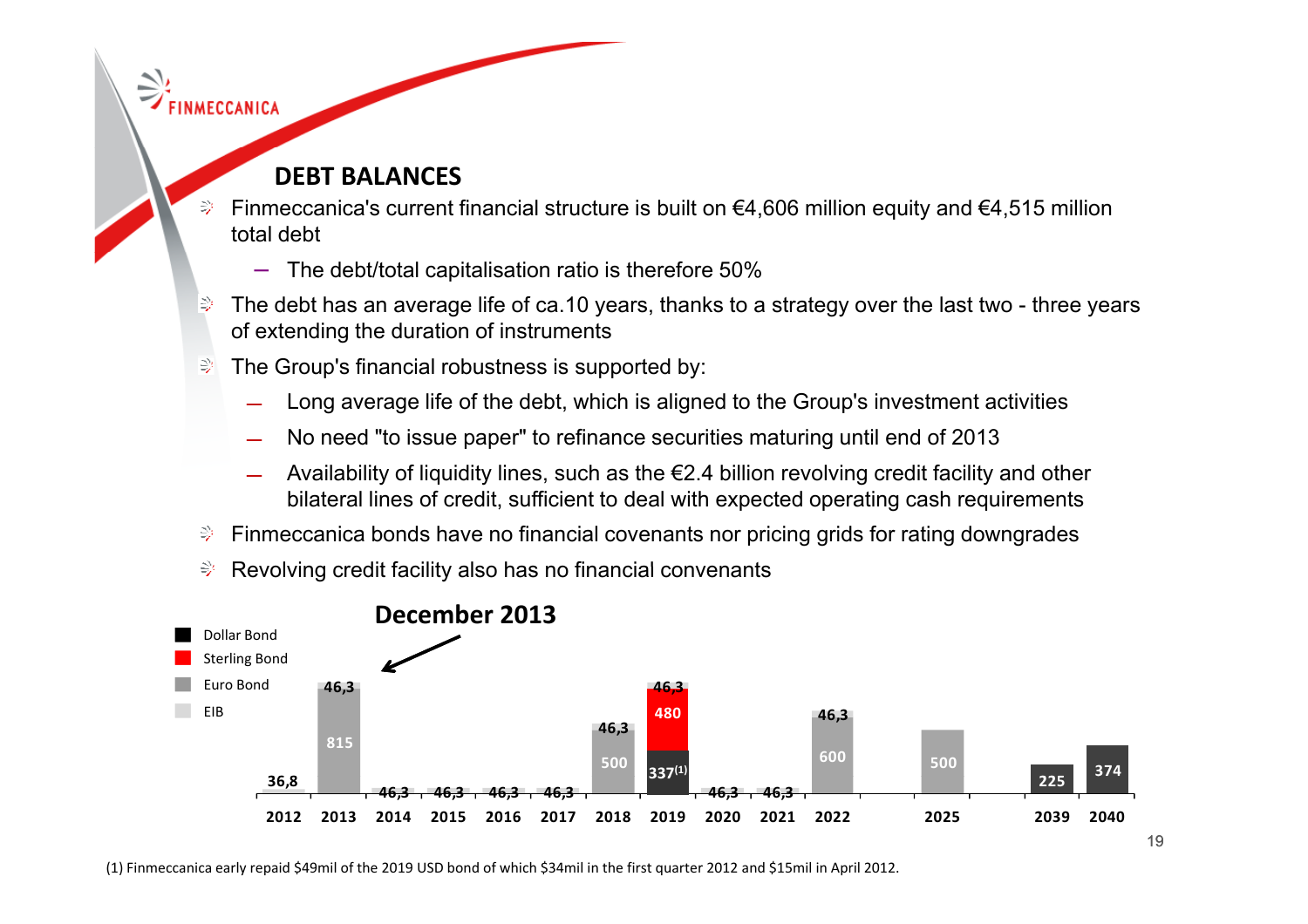## DEBT BALANCES

- Finmeccanica's current financial structure is built on €4,606 million equity and €4,515 million total debt
  - The debt/total capitalisation ratio is therefore 50%
- The debt has an average life of ca.10 years, thanks to a strategy over the last two - three years of extending the duration of instruments
- The Group's financial robustness is supported by:
  - Long average life of the debt, which is aligned to the Group's investment activities
  - No need "to issue paper" to refinance securities maturing until end of 2013
  - Availability of liquidity lines, such as the €2.4 billion revolving credit facility and other bilateral lines of credit, sufficient to deal with expected operating cash requirements
- Finmeccanica bonds have no financial covenants nor pricing grids for rating downgrades
- Revolving credit facility also has no financial convenants

**December 2013**

| Year | Dollar Bond | Sterling Bond | Euro Bond | EIB |
|---|---|---|---|---|
| 2012 | | | | 36,8 |
| 2013 | | | 815 | 46,3 |
| 2014 | | | | 46,3 |
| 2015 | | | | 46,3 |
| 2016 | | | | 46,3 |
| 2017 | | | | 46,3 |
| 2018 | | | 500 | 46,3 |
| 2019 | 337[1] | 480 | | 46,3 |
| 2020 | | | | 46,3 |
| 2021 | | | | 46,3 |
| 2022 | | | 600 | 46,3 |
| 2025 | | | 500 | |
| 2039 | 225 | | | |
| 2040 | 374 | | | |

(1) Finmeccanica early repaid $49mil of the 2019 USD bond of which $34mil in the first quarter 2012 and $15mil in April 2012.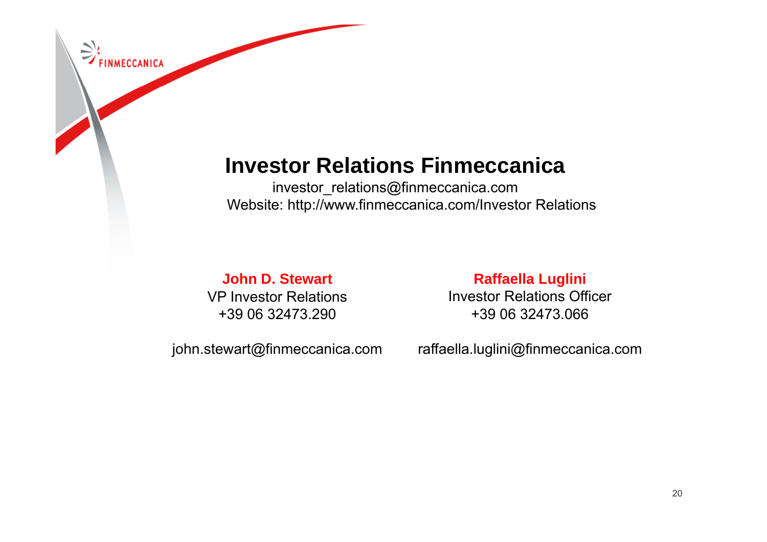# Investor Relations Finmeccanica

investor_relations@finmeccanica.com

Website: http://www.finmeccanica.com/Investor Relations

**John D. Stewart**
VP Investor Relations
+39 06 32473.290

john.stewart@finmeccanica.com

**Raffaella Luglini**
Investor Relations Officer
+39 06 32473.066

raffaella.luglini@finmeccanica.com